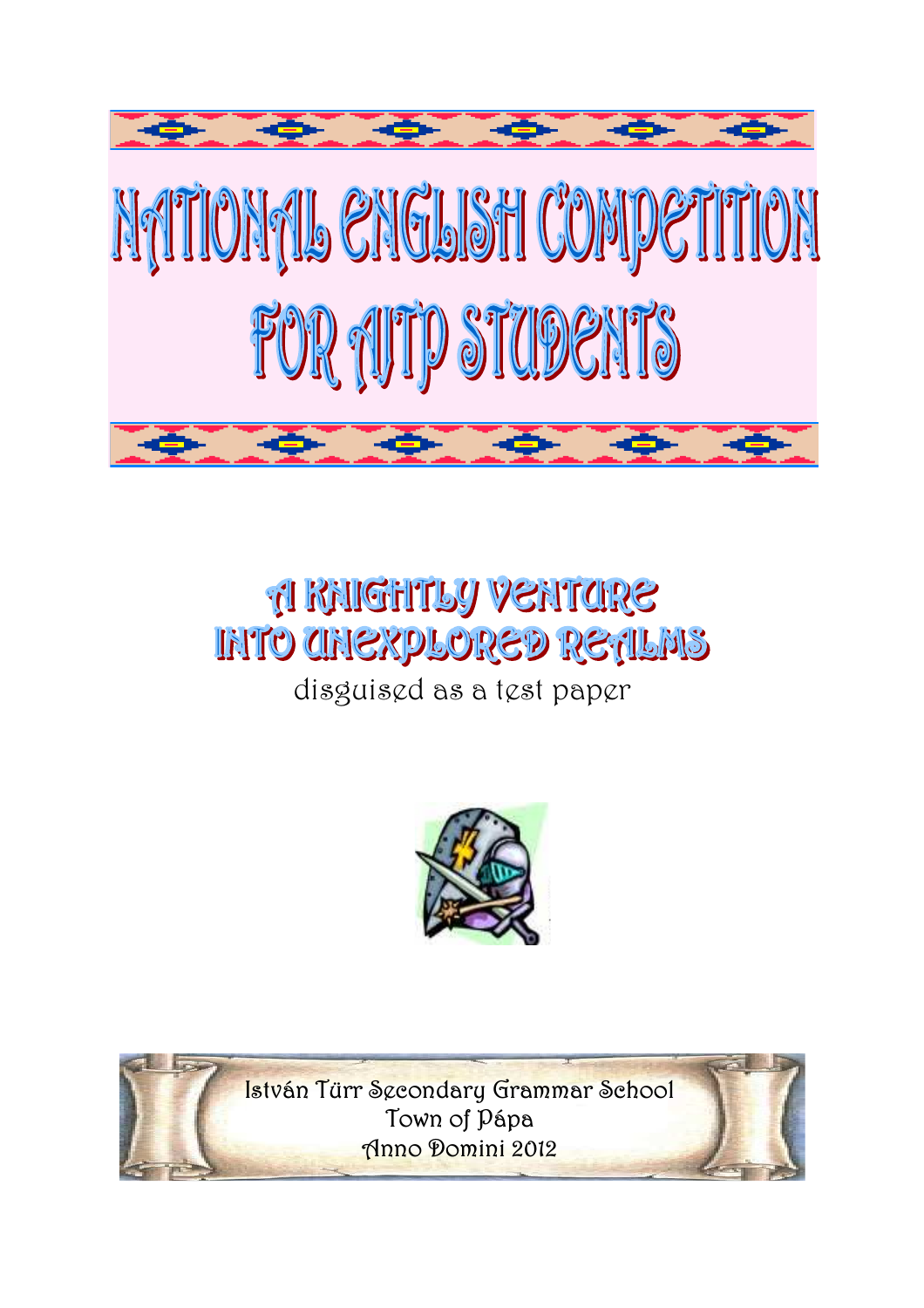# NATIONAL ENGLISH COMPETITION FOR AJTP STUDENTS

## A KNIGHTLY VENTURE INTO UNEXPLORED REALMS

disguised as a test paper

István Türr Secondary Grammar School
Town of Pápa
Anno Domini 2012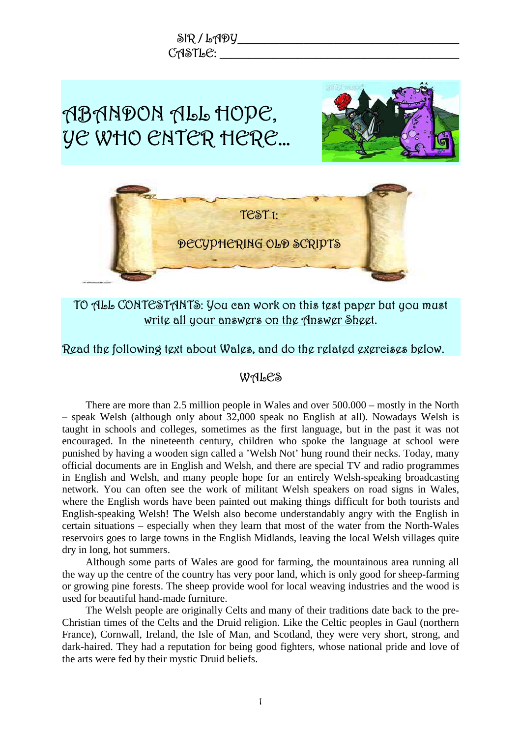SIR / LADY ______________________________________

CASTLE: ________________________________________

# ABANDON ALL HOPE, YE WHO ENTER HERE…

## TEST 1:

## DECYPHERING OLD SCRIPTS

TO ALL CONTESTANTS: You can work on this test paper but you must write all your answers on the Answer Sheet.

Read the following text about Wales, and do the related exercises below.

### WALES

There are more than 2.5 million people in Wales and over 500.000 – mostly in the North – speak Welsh (although only about 32,000 speak no English at all). Nowadays Welsh is taught in schools and colleges, sometimes as the first language, but in the past it was not encouraged. In the nineteenth century, children who spoke the language at school were punished by having a wooden sign called a 'Welsh Not' hung round their necks. Today, many official documents are in English and Welsh, and there are special TV and radio programmes in English and Welsh, and many people hope for an entirely Welsh-speaking broadcasting network. You can often see the work of militant Welsh speakers on road signs in Wales, where the English words have been painted out making things difficult for both tourists and English-speaking Welsh! The Welsh also become understandably angry with the English in certain situations – especially when they learn that most of the water from the North-Wales reservoirs goes to large towns in the English Midlands, leaving the local Welsh villages quite dry in long, hot summers.

Although some parts of Wales are good for farming, the mountainous area running all the way up the centre of the country has very poor land, which is only good for sheep-farming or growing pine forests. The sheep provide wool for local weaving industries and the wood is used for beautiful hand-made furniture.

The Welsh people are originally Celts and many of their traditions date back to the pre-Christian times of the Celts and the Druid religion. Like the Celtic peoples in Gaul (northern France), Cornwall, Ireland, the Isle of Man, and Scotland, they were very short, strong, and dark-haired. They had a reputation for being good fighters, whose national pride and love of the arts were fed by their mystic Druid beliefs.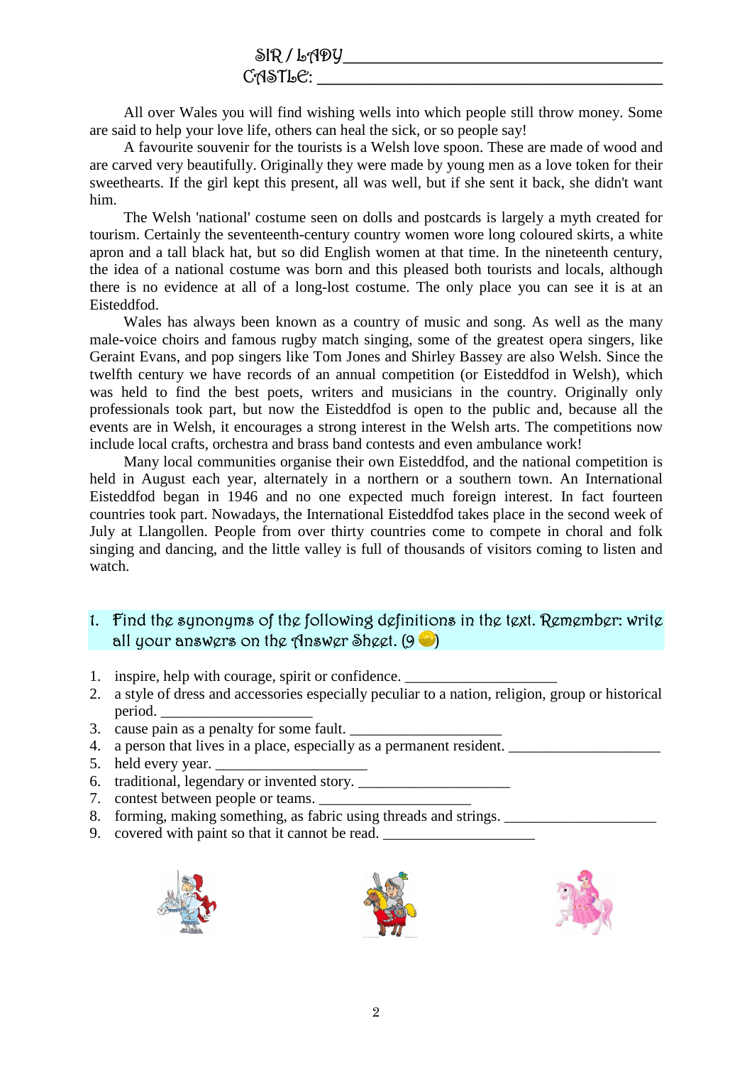SIR / LADY\_\_\_\_\_\_\_\_\_\_\_\_\_\_\_\_\_\_\_\_\_\_\_\_\_\_\_\_\_\_\_\_\_\_\_\_

CASTLE: \_\_\_\_\_\_\_\_\_\_\_\_\_\_\_\_\_\_\_\_\_\_\_\_\_\_\_\_\_\_\_\_\_\_\_\_

All over Wales you will find wishing wells into which people still throw money. Some are said to help your love life, others can heal the sick, or so people say!

A favourite souvenir for the tourists is a Welsh love spoon. These are made of wood and are carved very beautifully. Originally they were made by young men as a love token for their sweethearts. If the girl kept this present, all was well, but if she sent it back, she didn't want him.

The Welsh 'national' costume seen on dolls and postcards is largely a myth created for tourism. Certainly the seventeenth-century country women wore long coloured skirts, a white apron and a tall black hat, but so did English women at that time. In the nineteenth century, the idea of a national costume was born and this pleased both tourists and locals, although there is no evidence at all of a long-lost costume. The only place you can see it is at an Eisteddfod.

Wales has always been known as a country of music and song. As well as the many male-voice choirs and famous rugby match singing, some of the greatest opera singers, like Geraint Evans, and pop singers like Tom Jones and Shirley Bassey are also Welsh. Since the twelfth century we have records of an annual competition (or Eisteddfod in Welsh), which was held to find the best poets, writers and musicians in the country. Originally only professionals took part, but now the Eisteddfod is open to the public and, because all the events are in Welsh, it encourages a strong interest in the Welsh arts. The competitions now include local crafts, orchestra and brass band contests and even ambulance work!

Many local communities organise their own Eisteddfod, and the national competition is held in August each year, alternately in a northern or a southern town. An International Eisteddfod began in 1946 and no one expected much foreign interest. In fact fourteen countries took part. Nowadays, the International Eisteddfod takes place in the second week of July at Llangollen. People from over thirty countries come to compete in choral and folk singing and dancing, and the little valley is full of thousands of visitors coming to listen and watch.

## 1. Find the synonyms of the following definitions in the text. Remember: write all your answers on the Answer Sheet. (9)

1. inspire, help with courage, spirit or confidence. \_\_\_\_\_\_\_\_\_\_\_\_\_\_\_\_\_\_\_\_
2. a style of dress and accessories especially peculiar to a nation, religion, group or historical period. \_\_\_\_\_\_\_\_\_\_\_\_\_\_\_\_\_\_\_\_
3. cause pain as a penalty for some fault. \_\_\_\_\_\_\_\_\_\_\_\_\_\_\_\_\_\_\_\_
4. a person that lives in a place, especially as a permanent resident. \_\_\_\_\_\_\_\_\_\_\_\_\_\_\_\_\_\_\_\_
5. held every year. \_\_\_\_\_\_\_\_\_\_\_\_\_\_\_\_\_\_\_\_
6. traditional, legendary or invented story. \_\_\_\_\_\_\_\_\_\_\_\_\_\_\_\_\_\_\_\_
7. contest between people or teams. \_\_\_\_\_\_\_\_\_\_\_\_\_\_\_\_\_\_\_\_
8. forming, making something, as fabric using threads and strings. \_\_\_\_\_\_\_\_\_\_\_\_\_\_\_\_\_\_\_\_
9. covered with paint so that it cannot be read. \_\_\_\_\_\_\_\_\_\_\_\_\_\_\_\_\_\_\_\_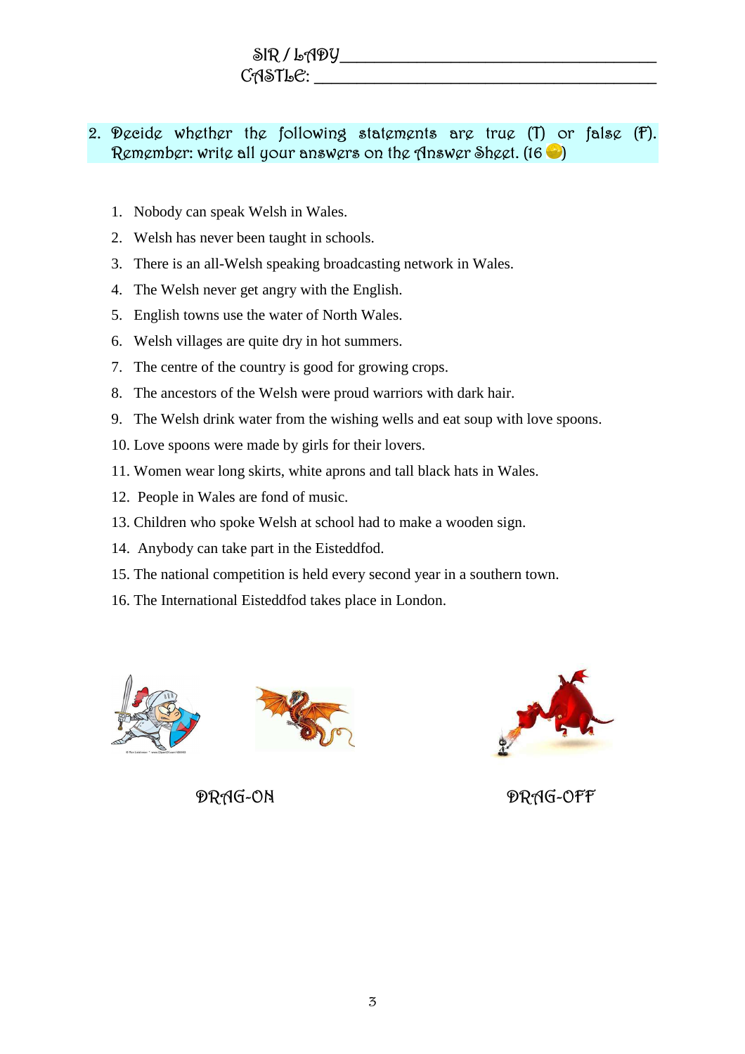SIR / LADY_______________________________________
CASTLE: _________________________________________

2. Decide whether the following statements are true (T) or false (F). Remember: write all your answers on the Answer Sheet. (16 )

1. Nobody can speak Welsh in Wales.
2. Welsh has never been taught in schools.
3. There is an all-Welsh speaking broadcasting network in Wales.
4. The Welsh never get angry with the English.
5. English towns use the water of North Wales.
6. Welsh villages are quite dry in hot summers.
7. The centre of the country is good for growing crops.
8. The ancestors of the Welsh were proud warriors with dark hair.
9. The Welsh drink water from the wishing wells and eat soup with love spoons.
10. Love spoons were made by girls for their lovers.
11. Women wear long skirts, white aprons and tall black hats in Wales.
12. People in Wales are fond of music.
13. Children who spoke Welsh at school had to make a wooden sign.
14. Anybody can take part in the Eisteddfod.
15. The national competition is held every second year in a southern town.
16. The International Eisteddfod takes place in London.

DRAG-ON DRAG-OFF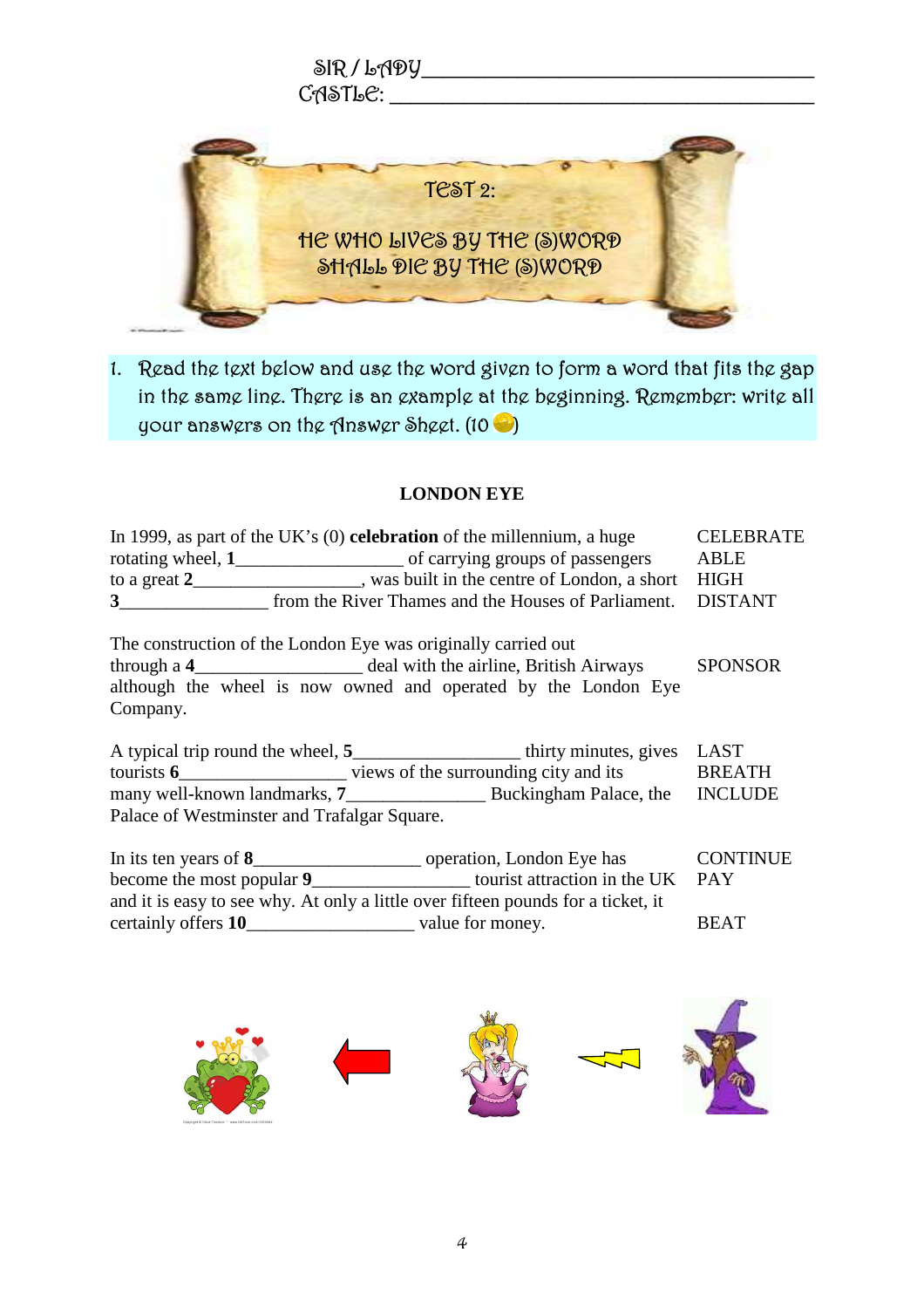SIR / LADY ______________________________________

CASTLE: ______________________________________

# TEST 2:

## HE WHO LIVES BY THE (S)WORD SHALL DIE BY THE (S)WORD

1. Read the text below and use the word given to form a word that fits the gap in the same line. There is an example at the beginning. Remember: write all your answers on the Answer Sheet. (10 )

### LONDON EYE

| | |
|---|---|
| In 1999, as part of the UK's (0) **celebration** of the millennium, a huge | CELEBRATE |
| rotating wheel, **1**__________________ of carrying groups of passengers | ABLE |
| to a great **2**__________________, was built in the centre of London, a short | HIGH |
| **3**________________ from the River Thames and the Houses of Parliament. | DISTANT |

| | |
|---|---|
| The construction of the London Eye was originally carried out | |
| through a **4**__________________ deal with the airline, British Airways | SPONSOR |
| although the wheel is now owned and operated by the London Eye Company. | |

| | |
|---|---|
| A typical trip round the wheel, **5**__________________ thirty minutes, gives | LAST |
| tourists **6**__________________ views of the surrounding city and its | BREATH |
| many well-known landmarks, **7**_______________ Buckingham Palace, the Palace of Westminster and Trafalgar Square. | INCLUDE |

| | |
|---|---|
| In its ten years of **8**__________________ operation, London Eye has | CONTINUE |
| become the most popular **9**_________________ tourist attraction in the UK | PAY |
| and it is easy to see why. At only a little over fifteen pounds for a ticket, it certainly offers **10**__________________ value for money. | BEAT |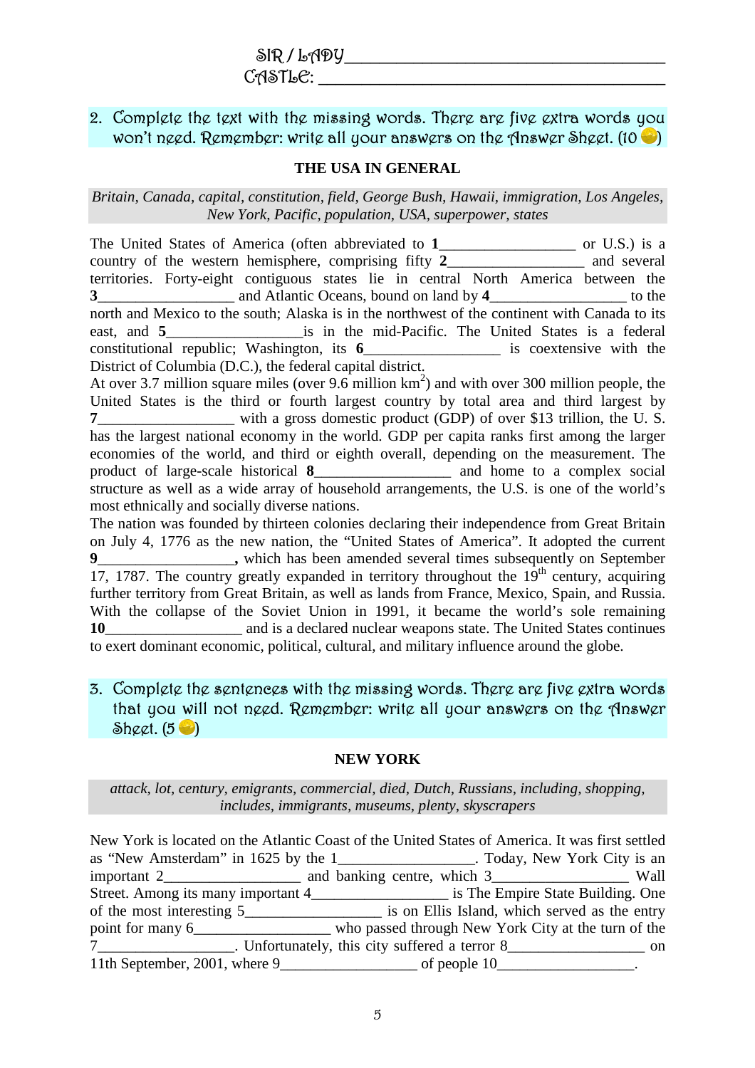SIR / LADY ________________________________________
CASTLE: ________________________________________

2. Complete the text with the missing words. There are five extra words you won't need. Remember: write all your answers on the Answer Sheet. (10 🪙)

**THE USA IN GENERAL**

*Britain, Canada, capital, constitution, field, George Bush, Hawaii, immigration, Los Angeles, New York, Pacific, population, USA, superpower, states*

The United States of America (often abbreviated to **1**__________________ or U.S.) is a country of the western hemisphere, comprising fifty **2**__________________ and several territories. Forty-eight contiguous states lie in central North America between the **3**__________________ and Atlantic Oceans, bound on land by **4**__________________ to the north and Mexico to the south; Alaska is in the northwest of the continent with Canada to its east, and **5**__________________is in the mid-Pacific. The United States is a federal constitutional republic; Washington, its **6**__________________ is coextensive with the District of Columbia (D.C.), the federal capital district.

At over 3.7 million square miles (over 9.6 million km$^2$) and with over 300 million people, the United States is the third or fourth largest country by total area and third largest by **7**__________________ with a gross domestic product (GDP) of over $13 trillion, the U. S. has the largest national economy in the world. GDP per capita ranks first among the larger economies of the world, and third or eighth overall, depending on the measurement. The product of large-scale historical **8**__________________ and home to a complex social structure as well as a wide array of household arrangements, the U.S. is one of the world's most ethnically and socially diverse nations.

The nation was founded by thirteen colonies declaring their independence from Great Britain on July 4, 1776 as the new nation, the "United States of America". It adopted the current **9**__________________**,** which has been amended several times subsequently on September 17, 1787. The country greatly expanded in territory throughout the 19$^{th}$ century, acquiring further territory from Great Britain, as well as lands from France, Mexico, Spain, and Russia. With the collapse of the Soviet Union in 1991, it became the world's sole remaining **10**__________________ and is a declared nuclear weapons state. The United States continues to exert dominant economic, political, cultural, and military influence around the globe.

3. Complete the sentences with the missing words. There are five extra words that you will not need. Remember: write all your answers on the Answer Sheet. (5 🪙)

**NEW YORK**

*attack, lot, century, emigrants, commercial, died, Dutch, Russians, including, shopping, includes, immigrants, museums, plenty, skyscrapers*

New York is located on the Atlantic Coast of the United States of America. It was first settled as "New Amsterdam" in 1625 by the 1__________________. Today, New York City is an important 2__________________ and banking centre, which 3__________________ Wall Street. Among its many important 4__________________ is The Empire State Building. One of the most interesting 5__________________ is on Ellis Island, which served as the entry point for many 6__________________ who passed through New York City at the turn of the 7__________________. Unfortunately, this city suffered a terror 8__________________ on 11th September, 2001, where 9__________________ of people 10__________________.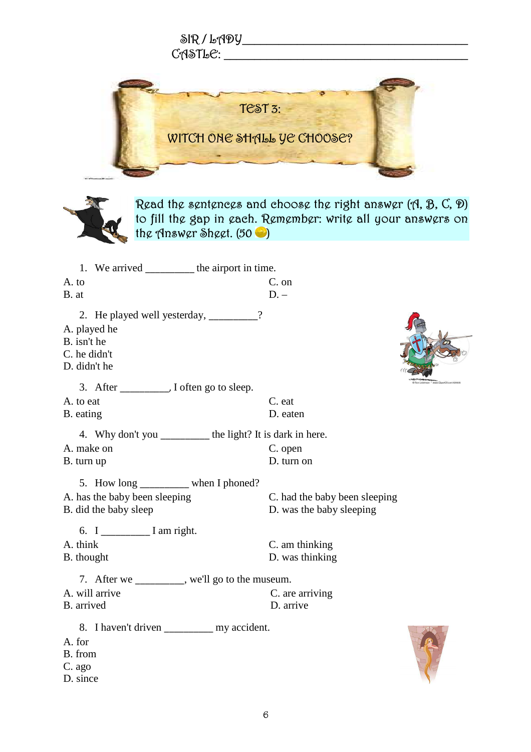SIR / LADY ______________________________________

CASTLE: ______________________________________

# TEST 3:

## WITCH ONE SHALL YE CHOOSE?

Read the sentences and choose the right answer (A, B, C, D) to fill the gap in each. Remember: write all your answers on the Answer Sheet. (50 )

1. We arrived _________ the airport in time.

A. to
B. at
C. on
D. –

2. He played well yesterday, _________?

A. played he
B. isn't he
C. he didn't
D. didn't he

3. After _________, I often go to sleep.

A. to eat
B. eating
C. eat
D. eaten

4. Why don't you _________ the light? It is dark in here.

A. make on
B. turn up
C. open
D. turn on

5. How long _________ when I phoned?

A. has the baby been sleeping
B. did the baby sleep
C. had the baby been sleeping
D. was the baby sleeping

6. I _________ I am right.

A. think
B. thought
C. am thinking
D. was thinking

7. After we _________, we'll go to the museum.

A. will arrive
B. arrived
C. are arriving
D. arrive

8. I haven't driven _________ my accident.

A. for
B. from
C. ago
D. since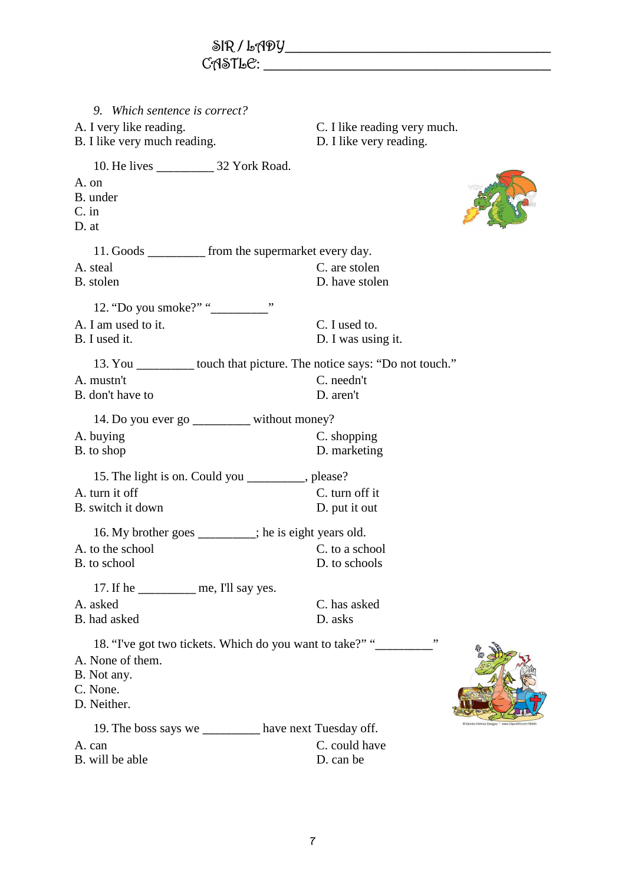SIR / LADY ________________________________________
CASTLE: __________________________________________

9. *Which sentence is correct?*

A. I very like reading.
B. I like very much reading.
C. I like reading very much.
D. I like very reading.

10. He lives _________ 32 York Road.

A. on
B. under
C. in
D. at

11. Goods _________ from the supermarket every day.

A. steal
B. stolen
C. are stolen
D. have stolen

12. "Do you smoke?" "_________"

A. I am used to it.
B. I used it.
C. I used to.
D. I was using it.

13. You _________ touch that picture. The notice says: "Do not touch."

A. mustn't
B. don't have to
C. needn't
D. aren't

14. Do you ever go _________ without money?

A. buying
B. to shop
C. shopping
D. marketing

15. The light is on. Could you _________, please?

A. turn it off
B. switch it down
C. turn off it
D. put it out

16. My brother goes _________; he is eight years old.

A. to the school
B. to school
C. to a school
D. to schools

17. If he _________ me, I'll say yes.

A. asked
B. had asked
C. has asked
D. asks

18. "I've got two tickets. Which do you want to take?" "_________"

A. None of them.
B. Not any.
C. None.
D. Neither.

19. The boss says we _________ have next Tuesday off.

A. can
B. will be able
C. could have
D. can be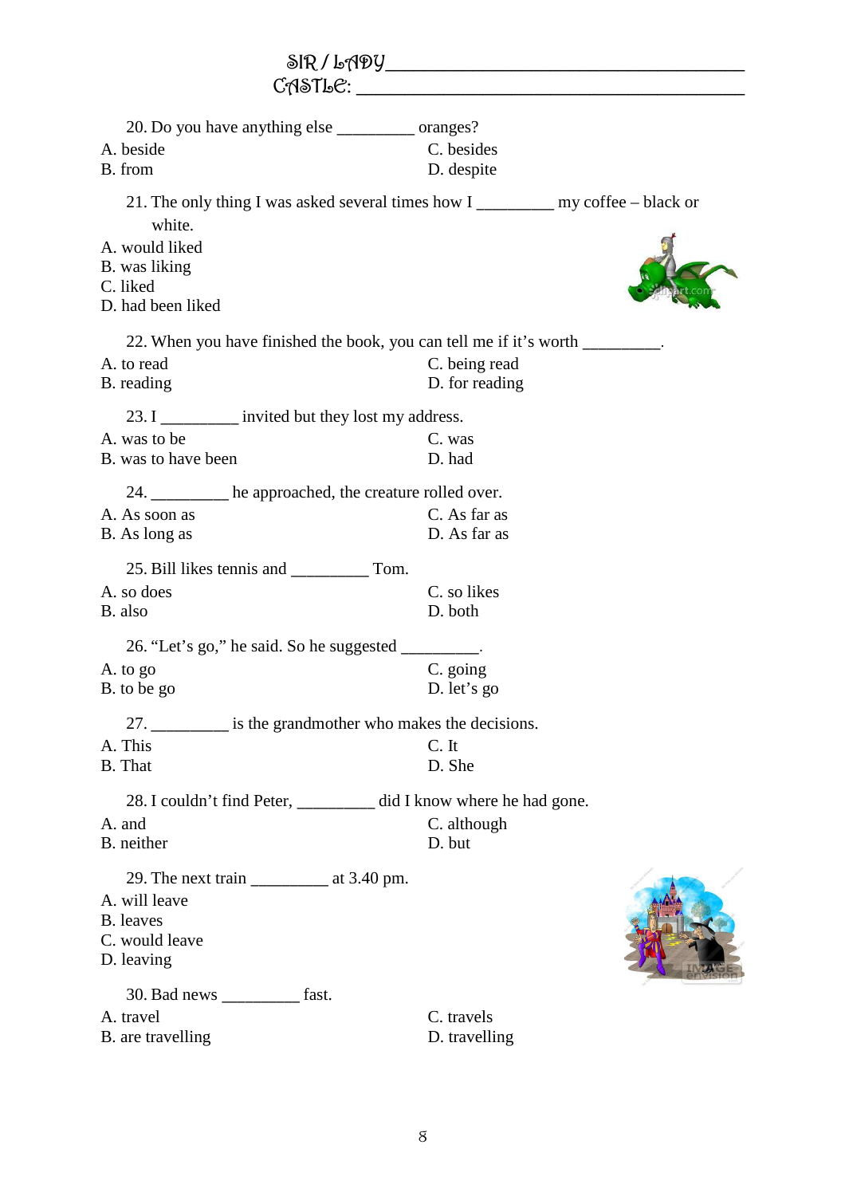SIR / LADY_______________________________________

CASTLE: ________________________________________

20. Do you have anything else _________ oranges?

A. beside
B. from
C. besides
D. despite

21. The only thing I was asked several times how I _________ my coffee – black or white.

A. would liked
B. was liking
C. liked
D. had been liked

22. When you have finished the book, you can tell me if it's worth _________.

A. to read
B. reading
C. being read
D. for reading

23. I _________ invited but they lost my address.

A. was to be
B. was to have been
C. was
D. had

24. _________ he approached, the creature rolled over.

A. As soon as
B. As long as
C. As far as
D. As far as

25. Bill likes tennis and _________ Tom.

A. so does
B. also
C. so likes
D. both

26. "Let's go," he said. So he suggested _________.

A. to go
B. to be go
C. going
D. let's go

27. _________ is the grandmother who makes the decisions.

A. This
B. That
C. It
D. She

28. I couldn't find Peter, _________ did I know where he had gone.

A. and
B. neither
C. although
D. but

29. The next train _________ at 3.40 pm.

A. will leave
B. leaves
C. would leave
D. leaving

30. Bad news _________ fast.

A. travel
B. are travelling
C. travels
D. travelling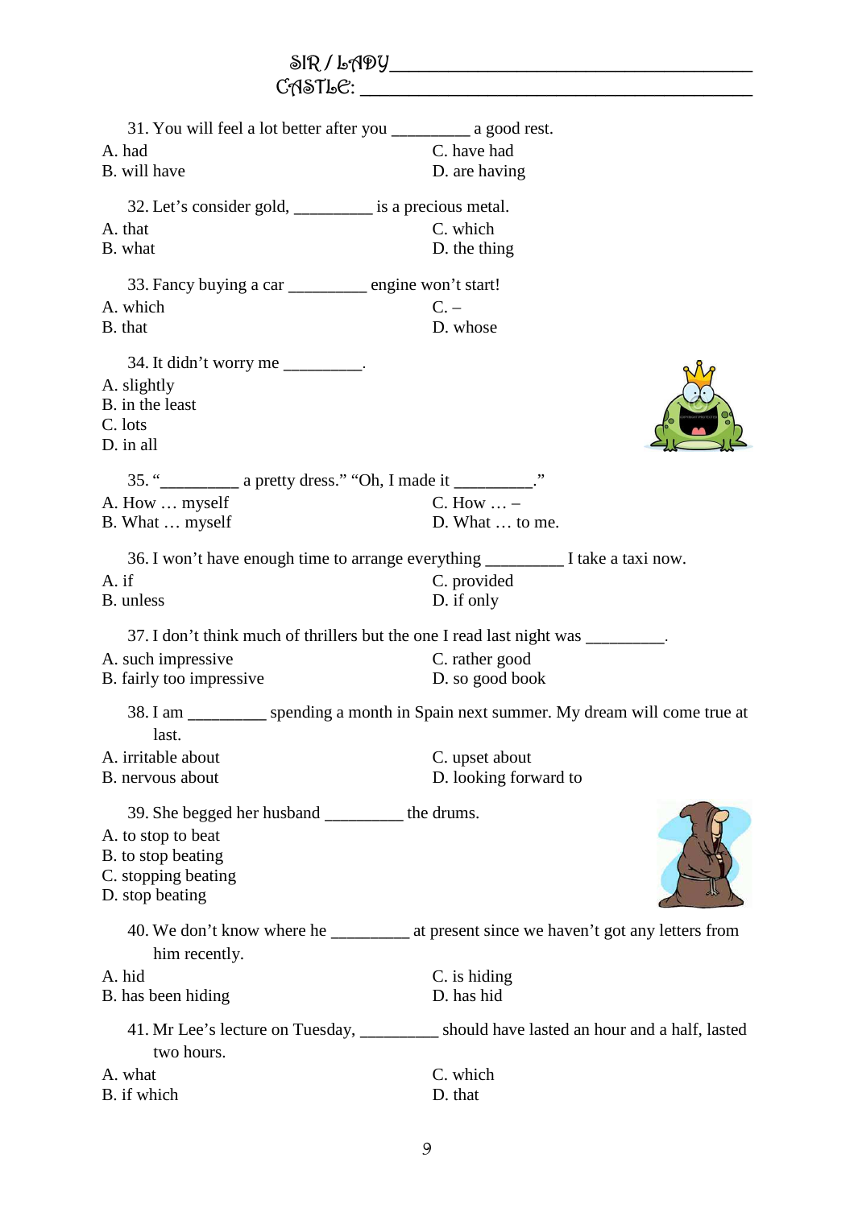SIR / LADY ______________________________________

CASTLE: ________________________________________

31. You will feel a lot better after you _________ a good rest.

A. had
B. will have
C. have had
D. are having

32. Let's consider gold, _________ is a precious metal.

A. that
B. what
C. which
D. the thing

33. Fancy buying a car _________ engine won't start!

A. which
B. that
C. –
D. whose

34. It didn't worry me _________.

A. slightly
B. in the least
C. lots
D. in all

35. "_________ a pretty dress." "Oh, I made it _________."

A. How … myself
B. What … myself
C. How … –
D. What … to me.

36. I won't have enough time to arrange everything _________ I take a taxi now.

A. if
B. unless
C. provided
D. if only

37. I don't think much of thrillers but the one I read last night was _________.

A. such impressive
B. fairly too impressive
C. rather good
D. so good book

38. I am _________ spending a month in Spain next summer. My dream will come true at last.

A. irritable about
B. nervous about
C. upset about
D. looking forward to

39. She begged her husband _________ the drums.

A. to stop to beat
B. to stop beating
C. stopping beating
D. stop beating

40. We don't know where he _________ at present since we haven't got any letters from him recently.

A. hid
B. has been hiding
C. is hiding
D. has hid

41. Mr Lee's lecture on Tuesday, _________ should have lasted an hour and a half, lasted two hours.

A. what
B. if which
C. which
D. that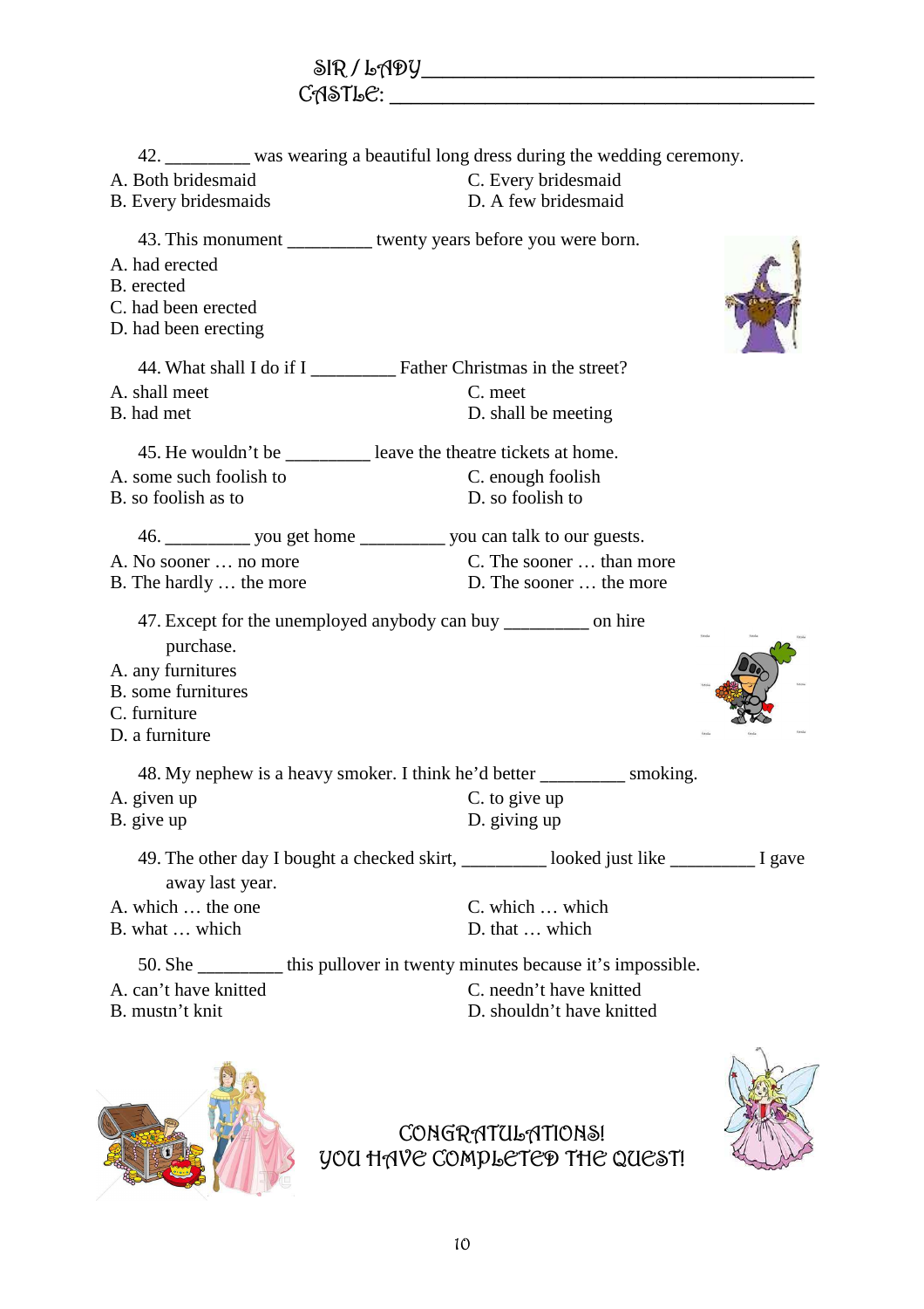SIR / LADY ________________________________
CASTLE: ________________________________

42. _________ was wearing a beautiful long dress during the wedding ceremony.

A. Both bridesmaid
B. Every bridesmaids
C. Every bridesmaid
D. A few bridesmaid

43. This monument _________ twenty years before you were born.

A. had erected
B. erected
C. had been erected
D. had been erecting

44. What shall I do if I _________ Father Christmas in the street?

A. shall meet
B. had met
C. meet
D. shall be meeting

45. He wouldn't be _________ leave the theatre tickets at home.

A. some such foolish to
B. so foolish as to
C. enough foolish
D. so foolish to

46. _________ you get home _________ you can talk to our guests.

A. No sooner … no more
B. The hardly … the more
C. The sooner … than more
D. The sooner … the more

47. Except for the unemployed anybody can buy _________ on hire purchase.

A. any furnitures
B. some furnitures
C. furniture
D. a furniture

48. My nephew is a heavy smoker. I think he'd better _________ smoking.

A. given up
B. give up
C. to give up
D. giving up

49. The other day I bought a checked skirt, _________ looked just like _________ I gave away last year.

A. which … the one
B. what … which
C. which … which
D. that … which

50. She _________ this pullover in twenty minutes because it's impossible.

A. can't have knitted
B. mustn't knit
C. needn't have knitted
D. shouldn't have knitted

CONGRATULATIONS!
YOU HAVE COMPLETED THE QUEST!